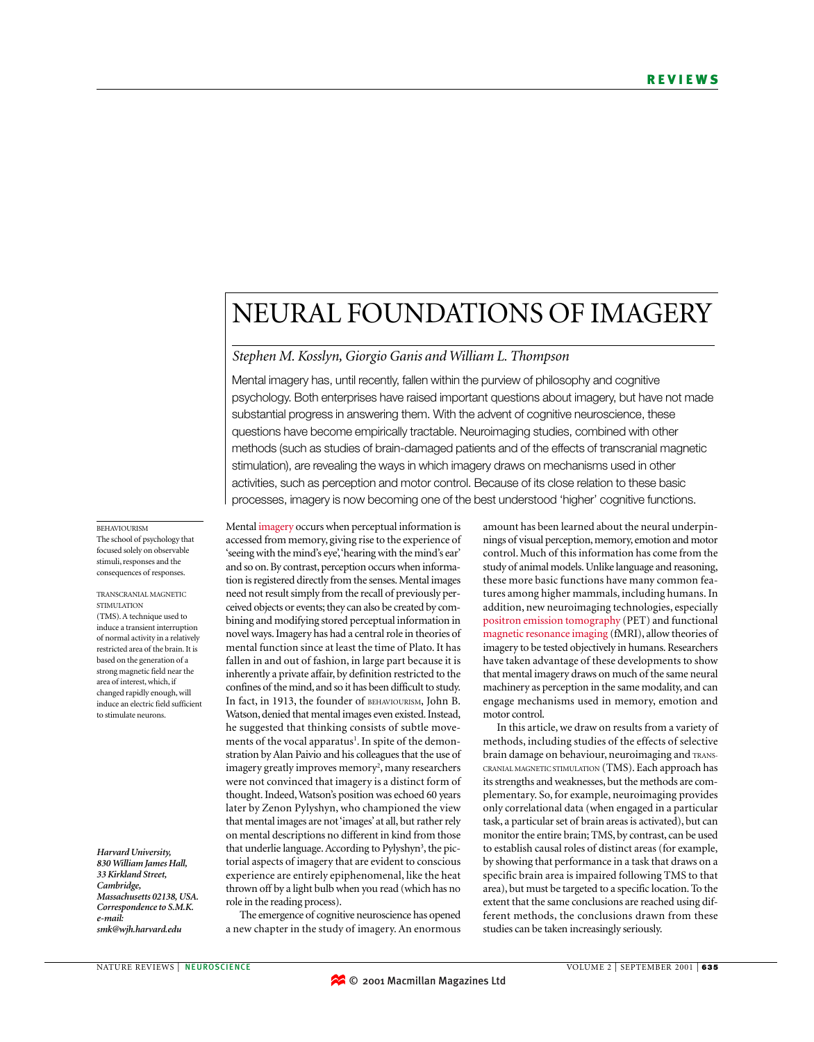# NEURAL FOUNDATIONS OF IMAGERY

*Stephen M. Kosslyn, Giorgio Ganis and William L. Thompson*

Mental imagery has, until recently, fallen within the purview of philosophy and cognitive psychology. Both enterprises have raised important questions about imagery, but have not made substantial progress in answering them. With the advent of cognitive neuroscience, these questions have become empirically tractable. Neuroimaging studies, combined with other methods (such as studies of brain-damaged patients and of the effects of transcranial magnetic stimulation), are revealing the ways in which imagery draws on mechanisms used in other activities, such as perception and motor control. Because of its close relation to these basic processes, imagery is now becoming one of the best understood 'higher' cognitive functions.

BEHAVIOURISM
The school of psychology that focused solely on observable stimuli, responses and the consequences of responses.

TRANSCRANIAL MAGNETIC STIMULATION
(TMS). A technique used to induce a transient interruption of normal activity in a relatively restricted area of the brain. It is based on the generation of a strong magnetic field near the area of interest, which, if changed rapidly enough, will induce an electric field sufficient to stimulate neurons.

***Harvard University, 830 William James Hall, 33 Kirkland Street, Cambridge, Massachusetts 02138, USA. Correspondence to S.M.K. e-mail: smk@wjh.harvard.edu***

Mental imagery occurs when perceptual information is accessed from memory, giving rise to the experience of 'seeing with the mind's eye', 'hearing with the mind's ear' and so on. By contrast, perception occurs when information is registered directly from the senses. Mental images need not result simply from the recall of previously perceived objects or events; they can also be created by combining and modifying stored perceptual information in novel ways. Imagery has had a central role in theories of mental function since at least the time of Plato. It has fallen in and out of fashion, in large part because it is inherently a private affair, by definition restricted to the confines of the mind, and so it has been difficult to study. In fact, in 1913, the founder of BEHAVIOURISM, John B. Watson, denied that mental images even existed. Instead, he suggested that thinking consists of subtle movements of the vocal apparatus[1]. In spite of the demonstration by Alan Paivio and his colleagues that the use of imagery greatly improves memory[2], many researchers were not convinced that imagery is a distinct form of thought. Indeed, Watson's position was echoed 60 years later by Zenon Pylyshyn, who championed the view that mental images are not 'images' at all, but rather rely on mental descriptions no different in kind from those that underlie language. According to Pylyshyn[3], the pictorial aspects of imagery that are evident to conscious experience are entirely epiphenomenal, like the heat thrown off by a light bulb when you read (which has no role in the reading process).

The emergence of cognitive neuroscience has opened a new chapter in the study of imagery. An enormous amount has been learned about the neural underpinnings of visual perception, memory, emotion and motor control. Much of this information has come from the study of animal models. Unlike language and reasoning, these more basic functions have many common features among higher mammals, including humans. In addition, new neuroimaging technologies, especially positron emission tomography (PET) and functional magnetic resonance imaging (fMRI), allow theories of imagery to be tested objectively in humans. Researchers have taken advantage of these developments to show that mental imagery draws on much of the same neural machinery as perception in the same modality, and can engage mechanisms used in memory, emotion and motor control.

In this article, we draw on results from a variety of methods, including studies of the effects of selective brain damage on behaviour, neuroimaging and TRANSCRANIAL MAGNETIC STIMULATION (TMS). Each approach has its strengths and weaknesses, but the methods are complementary. So, for example, neuroimaging provides only correlational data (when engaged in a particular task, a particular set of brain areas is activated), but can monitor the entire brain; TMS, by contrast, can be used to establish causal roles of distinct areas (for example, by showing that performance in a task that draws on a specific brain area is impaired following TMS to that area), but must be targeted to a specific location. To the extent that the same conclusions are reached using different methods, the conclusions drawn from these studies can be taken increasingly seriously.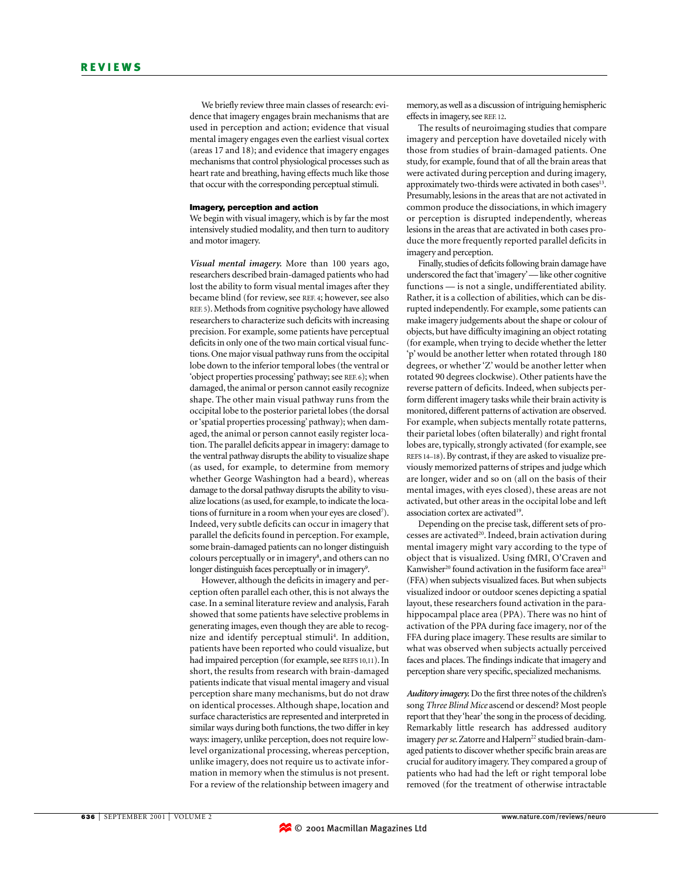We briefly review three main classes of research: evidence that imagery engages brain mechanisms that are used in perception and action; evidence that visual mental imagery engages even the earliest visual cortex (areas 17 and 18); and evidence that imagery engages mechanisms that control physiological processes such as heart rate and breathing, having effects much like those that occur with the corresponding perceptual stimuli.

## Imagery, perception and action

We begin with visual imagery, which is by far the most intensively studied modality, and then turn to auditory and motor imagery.

***Visual mental imagery.*** More than 100 years ago, researchers described brain-damaged patients who had lost the ability to form visual mental images after they became blind (for review, see REF. 4; however, see also REF. 5). Methods from cognitive psychology have allowed researchers to characterize such deficits with increasing precision. For example, some patients have perceptual deficits in only one of the two main cortical visual functions. One major visual pathway runs from the occipital lobe down to the inferior temporal lobes (the ventral or 'object properties processing' pathway; see REF. 6); when damaged, the animal or person cannot easily recognize shape. The other main visual pathway runs from the occipital lobe to the posterior parietal lobes (the dorsal or 'spatial properties processing' pathway); when damaged, the animal or person cannot easily register location. The parallel deficits appear in imagery: damage to the ventral pathway disrupts the ability to visualize shape (as used, for example, to determine from memory whether George Washington had a beard), whereas damage to the dorsal pathway disrupts the ability to visualize locations (as used, for example, to indicate the locations of furniture in a room when your eyes are closed[7]). Indeed, very subtle deficits can occur in imagery that parallel the deficits found in perception. For example, some brain-damaged patients can no longer distinguish colours perceptually or in imagery[8], and others can no longer distinguish faces perceptually or in imagery[9].

However, although the deficits in imagery and perception often parallel each other, this is not always the case. In a seminal literature review and analysis, Farah showed that some patients have selective problems in generating images, even though they are able to recognize and identify perceptual stimuli[4]. In addition, patients have been reported who could visualize, but had impaired perception (for example, see REFS 10,11). In short, the results from research with brain-damaged patients indicate that visual mental imagery and visual perception share many mechanisms, but do not draw on identical processes. Although shape, location and surface characteristics are represented and interpreted in similar ways during both functions, the two differ in key ways: imagery, unlike perception, does not require low-level organizational processing, whereas perception, unlike imagery, does not require us to activate information in memory when the stimulus is not present. For a review of the relationship between imagery and memory, as well as a discussion of intriguing hemispheric effects in imagery, see REF. 12.

The results of neuroimaging studies that compare imagery and perception have dovetailed nicely with those from studies of brain-damaged patients. One study, for example, found that of all the brain areas that were activated during perception and during imagery, approximately two-thirds were activated in both cases[13]. Presumably, lesions in the areas that are not activated in common produce the dissociations, in which imagery or perception is disrupted independently, whereas lesions in the areas that are activated in both cases produce the more frequently reported parallel deficits in imagery and perception.

Finally, studies of deficits following brain damage have underscored the fact that 'imagery' — like other cognitive functions — is not a single, undifferentiated ability. Rather, it is a collection of abilities, which can be disrupted independently. For example, some patients can make imagery judgements about the shape or colour of objects, but have difficulty imagining an object rotating (for example, when trying to decide whether the letter 'p' would be another letter when rotated through 180 degrees, or whether 'Z' would be another letter when rotated 90 degrees clockwise). Other patients have the reverse pattern of deficits. Indeed, when subjects perform different imagery tasks while their brain activity is monitored, different patterns of activation are observed. For example, when subjects mentally rotate patterns, their parietal lobes (often bilaterally) and right frontal lobes are, typically, strongly activated (for example, see REFS 14–18). By contrast, if they are asked to visualize previously memorized patterns of stripes and judge which are longer, wider and so on (all on the basis of their mental images, with eyes closed), these areas are not activated, but other areas in the occipital lobe and left association cortex are activated[19].

Depending on the precise task, different sets of processes are activated[20]. Indeed, brain activation during mental imagery might vary according to the type of object that is visualized. Using fMRI, O'Craven and Kanwisher[20] found activation in the fusiform face area[21] (FFA) when subjects visualized faces. But when subjects visualized indoor or outdoor scenes depicting a spatial layout, these researchers found activation in the parahippocampal place area (PPA). There was no hint of activation of the PPA during face imagery, nor of the FFA during place imagery. These results are similar to what was observed when subjects actually perceived faces and places. The findings indicate that imagery and perception share very specific, specialized mechanisms.

***Auditory imagery.*** Do the first three notes of the children's song *Three Blind Mice* ascend or descend? Most people report that they 'hear' the song in the process of deciding. Remarkably little research has addressed auditory imagery *per se*. Zatorre and Halpern[22] studied brain-damaged patients to discover whether specific brain areas are crucial for auditory imagery. They compared a group of patients who had had the left or right temporal lobe removed (for the treatment of otherwise intractable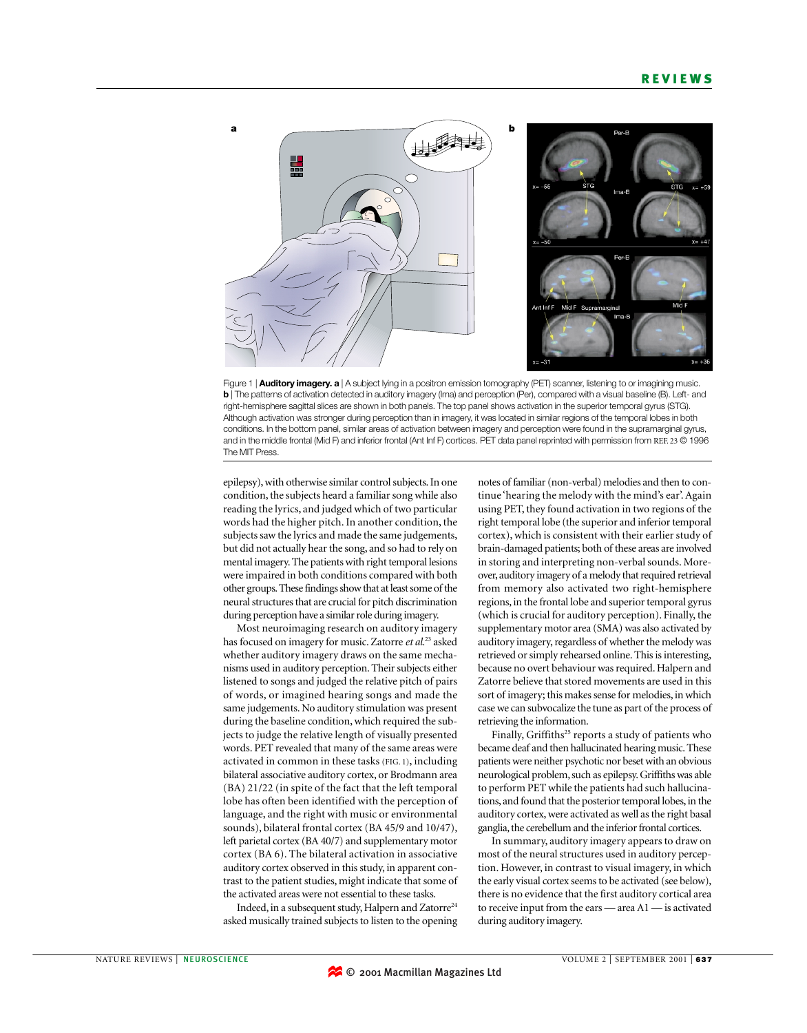Figure 1 | **Auditory imagery. a** | A subject lying in a positron emission tomography (PET) scanner, listening to or imagining music. **b** | The patterns of activation detected in auditory imagery (Ima) and perception (Per), compared with a visual baseline (B). Left- and right-hemisphere sagittal slices are shown in both panels. The top panel shows activation in the superior temporal gyrus (STG). Although activation was stronger during perception than in imagery, it was located in similar regions of the temporal lobes in both conditions. In the bottom panel, similar areas of activation between imagery and perception were found in the supramarginal gyrus, and in the middle frontal (Mid F) and inferior frontal (Ant Inf F) cortices. PET data panel reprinted with permission from REF. 23 © 1996 The MIT Press.

epilepsy), with otherwise similar control subjects. In one condition, the subjects heard a familiar song while also reading the lyrics, and judged which of two particular words had the higher pitch. In another condition, the subjects saw the lyrics and made the same judgements, but did not actually hear the song, and so had to rely on mental imagery. The patients with right temporal lesions were impaired in both conditions compared with both other groups. These findings show that at least some of the neural structures that are crucial for pitch discrimination during perception have a similar role during imagery.

Most neuroimaging research on auditory imagery has focused on imagery for music. Zatorre *et al.*[23] asked whether auditory imagery draws on the same mechanisms used in auditory perception. Their subjects either listened to songs and judged the relative pitch of pairs of words, or imagined hearing songs and made the same judgements. No auditory stimulation was present during the baseline condition, which required the subjects to judge the relative length of visually presented words. PET revealed that many of the same areas were activated in common in these tasks (FIG. 1), including bilateral associative auditory cortex, or Brodmann area (BA) 21/22 (in spite of the fact that the left temporal lobe has often been identified with the perception of language, and the right with music or environmental sounds), bilateral frontal cortex (BA 45/9 and 10/47), left parietal cortex (BA 40/7) and supplementary motor cortex (BA 6). The bilateral activation in associative auditory cortex observed in this study, in apparent contrast to the patient studies, might indicate that some of the activated areas were not essential to these tasks.

Indeed, in a subsequent study, Halpern and Zatorre[24] asked musically trained subjects to listen to the opening notes of familiar (non-verbal) melodies and then to continue 'hearing the melody with the mind's ear'. Again using PET, they found activation in two regions of the right temporal lobe (the superior and inferior temporal cortex), which is consistent with their earlier study of brain-damaged patients; both of these areas are involved in storing and interpreting non-verbal sounds. Moreover, auditory imagery of a melody that required retrieval from memory also activated two right-hemisphere regions, in the frontal lobe and superior temporal gyrus (which is crucial for auditory perception). Finally, the supplementary motor area (SMA) was also activated by auditory imagery, regardless of whether the melody was retrieved or simply rehearsed online. This is interesting, because no overt behaviour was required. Halpern and Zatorre believe that stored movements are used in this sort of imagery; this makes sense for melodies, in which case we can subvocalize the tune as part of the process of retrieving the information.

Finally, Griffiths[25] reports a study of patients who became deaf and then hallucinated hearing music. These patients were neither psychotic nor beset with an obvious neurological problem, such as epilepsy. Griffiths was able to perform PET while the patients had such hallucinations, and found that the posterior temporal lobes, in the auditory cortex, were activated as well as the right basal ganglia, the cerebellum and the inferior frontal cortices.

In summary, auditory imagery appears to draw on most of the neural structures used in auditory perception. However, in contrast to visual imagery, in which the early visual cortex seems to be activated (see below), there is no evidence that the first auditory cortical area to receive input from the ears — area A1 — is activated during auditory imagery.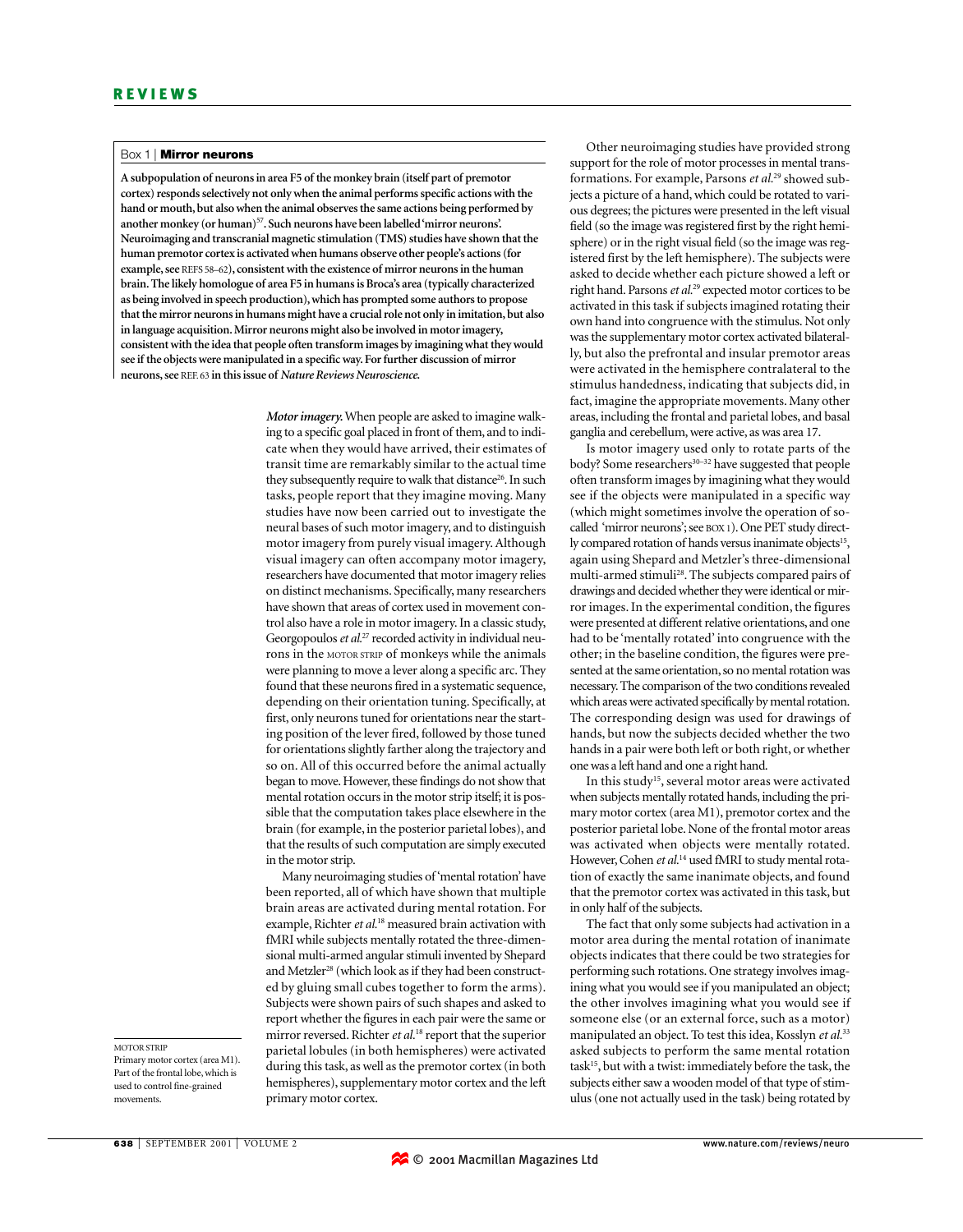### Box 1 | Mirror neurons

**A subpopulation of neurons in area F5 of the monkey brain (itself part of premotor cortex) responds selectively not only when the animal performs specific actions with the hand or mouth, but also when the animal observes the same actions being performed by another monkey (or human)[57]. Such neurons have been labelled 'mirror neurons'. Neuroimaging and transcranial magnetic stimulation (TMS) studies have shown that the human premotor cortex is activated when humans observe other people's actions (for example, see REFS 58–62), consistent with the existence of mirror neurons in the human brain. The likely homologue of area F5 in humans is Broca's area (typically characterized as being involved in speech production), which has prompted some authors to propose that the mirror neurons in humans might have a crucial role not only in imitation, but also in language acquisition. Mirror neurons might also be involved in motor imagery, consistent with the idea that people often transform images by imagining what they would see if the objects were manipulated in a specific way. For further discussion of mirror neurons, see REF. 63 in this issue of *Nature Reviews Neuroscience*.**

***Motor imagery.*** When people are asked to imagine walking to a specific goal placed in front of them, and to indicate when they would have arrived, their estimates of transit time are remarkably similar to the actual time they subsequently require to walk that distance[26]. In such tasks, people report that they imagine moving. Many studies have now been carried out to investigate the neural bases of such motor imagery, and to distinguish motor imagery from purely visual imagery. Although visual imagery can often accompany motor imagery, researchers have documented that motor imagery relies on distinct mechanisms. Specifically, many researchers have shown that areas of cortex used in movement control also have a role in motor imagery. In a classic study, Georgopoulos *et al.*[27] recorded activity in individual neurons in the MOTOR STRIP of monkeys while the animals were planning to move a lever along a specific arc. They found that these neurons fired in a systematic sequence, depending on their orientation tuning. Specifically, at first, only neurons tuned for orientations near the starting position of the lever fired, followed by those tuned for orientations slightly farther along the trajectory and so on. All of this occurred before the animal actually began to move. However, these findings do not show that mental rotation occurs in the motor strip itself; it is possible that the computation takes place elsewhere in the brain (for example, in the posterior parietal lobes), and that the results of such computation are simply executed in the motor strip.

Many neuroimaging studies of 'mental rotation' have been reported, all of which have shown that multiple brain areas are activated during mental rotation. For example, Richter *et al.*[18] measured brain activation with fMRI while subjects mentally rotated the three-dimensional multi-armed angular stimuli invented by Shepard and Metzler[28] (which look as if they had been constructed by gluing small cubes together to form the arms). Subjects were shown pairs of such shapes and asked to report whether the figures in each pair were the same or mirror reversed. Richter *et al.*[18] report that the superior parietal lobules (in both hemispheres) were activated during this task, as well as the premotor cortex (in both hemispheres), supplementary motor cortex and the left primary motor cortex.

MOTOR STRIP
Primary motor cortex (area M1). Part of the frontal lobe, which is used to control fine-grained movements.

Other neuroimaging studies have provided strong support for the role of motor processes in mental transformations. For example, Parsons *et al.*[29] showed subjects a picture of a hand, which could be rotated to various degrees; the pictures were presented in the left visual field (so the image was registered first by the right hemisphere) or in the right visual field (so the image was registered first by the left hemisphere). The subjects were asked to decide whether each picture showed a left or right hand. Parsons *et al.*[29] expected motor cortices to be activated in this task if subjects imagined rotating their own hand into congruence with the stimulus. Not only was the supplementary motor cortex activated bilaterally, but also the prefrontal and insular premotor areas were activated in the hemisphere contralateral to the stimulus handedness, indicating that subjects did, in fact, imagine the appropriate movements. Many other areas, including the frontal and parietal lobes, and basal ganglia and cerebellum, were active, as was area 17.

Is motor imagery used only to rotate parts of the body? Some researchers[30–32] have suggested that people often transform images by imagining what they would see if the objects were manipulated in a specific way (which might sometimes involve the operation of so-called 'mirror neurons'; see BOX 1). One PET study directly compared rotation of hands versus inanimate objects[15], again using Shepard and Metzler's three-dimensional multi-armed stimuli[28]. The subjects compared pairs of drawings and decided whether they were identical or mirror images. In the experimental condition, the figures were presented at different relative orientations, and one had to be 'mentally rotated' into congruence with the other; in the baseline condition, the figures were presented at the same orientation, so no mental rotation was necessary. The comparison of the two conditions revealed which areas were activated specifically by mental rotation. The corresponding design was used for drawings of hands, but now the subjects decided whether the two hands in a pair were both left or both right, or whether one was a left hand and one a right hand.

In this study[15], several motor areas were activated when subjects mentally rotated hands, including the primary motor cortex (area M1), premotor cortex and the posterior parietal lobe. None of the frontal motor areas was activated when objects were mentally rotated. However, Cohen *et al.*[14] used fMRI to study mental rotation of exactly the same inanimate objects, and found that the premotor cortex was activated in this task, but in only half of the subjects.

The fact that only some subjects had activation in a motor area during the mental rotation of inanimate objects indicates that there could be two strategies for performing such rotations. One strategy involves imagining what you would see if you manipulated an object; the other involves imagining what you would see if someone else (or an external force, such as a motor) manipulated an object. To test this idea, Kosslyn *et al.*[33] asked subjects to perform the same mental rotation task[15], but with a twist: immediately before the task, the subjects either saw a wooden model of that type of stimulus (one not actually used in the task) being rotated by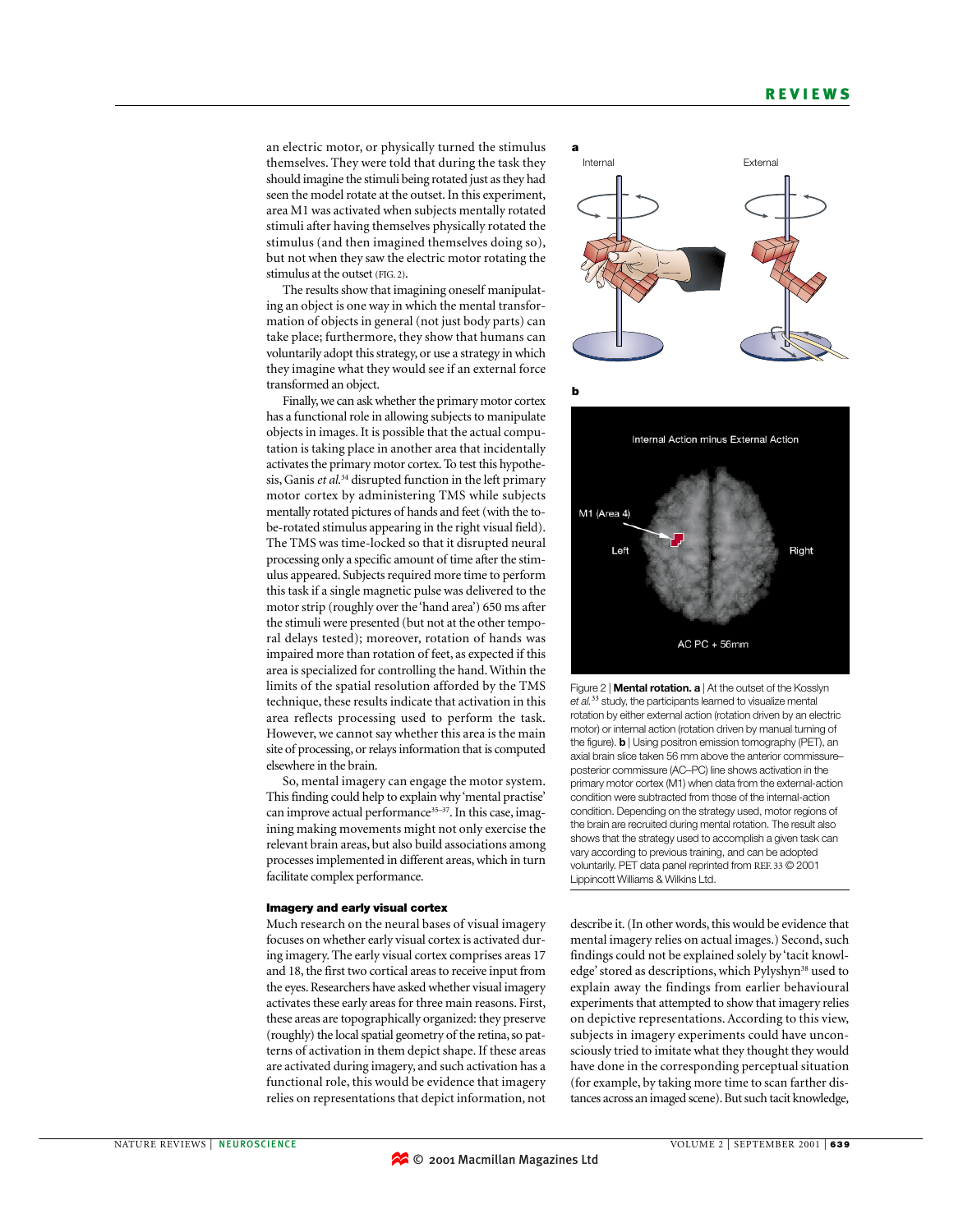an electric motor, or physically turned the stimulus themselves. They were told that during the task they should imagine the stimuli being rotated just as they had seen the model rotate at the outset. In this experiment, area M1 was activated when subjects mentally rotated stimuli after having themselves physically rotated the stimulus (and then imagined themselves doing so), but not when they saw the electric motor rotating the stimulus at the outset (FIG. 2).

The results show that imagining oneself manipulating an object is one way in which the mental transformation of objects in general (not just body parts) can take place; furthermore, they show that humans can voluntarily adopt this strategy, or use a strategy in which they imagine what they would see if an external force transformed an object.

Finally, we can ask whether the primary motor cortex has a functional role in allowing subjects to manipulate objects in images. It is possible that the actual computation is taking place in another area that incidentally activates the primary motor cortex. To test this hypothesis, Ganis *et al.*[34] disrupted function in the left primary motor cortex by administering TMS while subjects mentally rotated pictures of hands and feet (with the to-be-rotated stimulus appearing in the right visual field). The TMS was time-locked so that it disrupted neural processing only a specific amount of time after the stimulus appeared. Subjects required more time to perform this task if a single magnetic pulse was delivered to the motor strip (roughly over the 'hand area') 650 ms after the stimuli were presented (but not at the other temporal delays tested); moreover, rotation of hands was impaired more than rotation of feet, as expected if this area is specialized for controlling the hand. Within the limits of the spatial resolution afforded by the TMS technique, these results indicate that activation in this area reflects processing used to perform the task. However, we cannot say whether this area is the main site of processing, or relays information that is computed elsewhere in the brain.

So, mental imagery can engage the motor system. This finding could help to explain why 'mental practise' can improve actual performance[35–37]. In this case, imagining making movements might not only exercise the relevant brain areas, but also build associations among processes implemented in different areas, which in turn facilitate complex performance.

a

Internal

External

b

Internal Action minus External Action

M1 (Area 4)

Left

Right

AC PC + 56mm

Figure 2 | **Mental rotation. a** | At the outset of the Kosslyn *et al.*[33] study, the participants learned to visualize mental rotation by either external action (rotation driven by an electric motor) or internal action (rotation driven by manual turning of the figure). **b** | Using positron emission tomography (PET), an axial brain slice taken 56 mm above the anterior commissure–posterior commissure (AC–PC) line shows activation in the primary motor cortex (M1) when data from the external-action condition were subtracted from those of the internal-action condition. Depending on the strategy used, motor regions of the brain are recruited during mental rotation. The result also shows that the strategy used to accomplish a given task can vary according to previous training, and can be adopted voluntarily. PET data panel reprinted from REF. 33 © 2001 Lippincott Williams & Wilkins Ltd.

### Imagery and early visual cortex

Much research on the neural bases of visual imagery focuses on whether early visual cortex is activated during imagery. The early visual cortex comprises areas 17 and 18, the first two cortical areas to receive input from the eyes. Researchers have asked whether visual imagery activates these early areas for three main reasons. First, these areas are topographically organized: they preserve (roughly) the local spatial geometry of the retina, so patterns of activation in them depict shape. If these areas are activated during imagery, and such activation has a functional role, this would be evidence that imagery relies on representations that depict information, not describe it. (In other words, this would be evidence that mental imagery relies on actual images.) Second, such findings could not be explained solely by 'tacit knowledge' stored as descriptions, which Pylyshyn[38] used to explain away the findings from earlier behavioural experiments that attempted to show that imagery relies on depictive representations. According to this view, subjects in imagery experiments could have unconsciously tried to imitate what they thought they would have done in the corresponding perceptual situation (for example, by taking more time to scan farther distances across an imaged scene). But such tacit knowledge,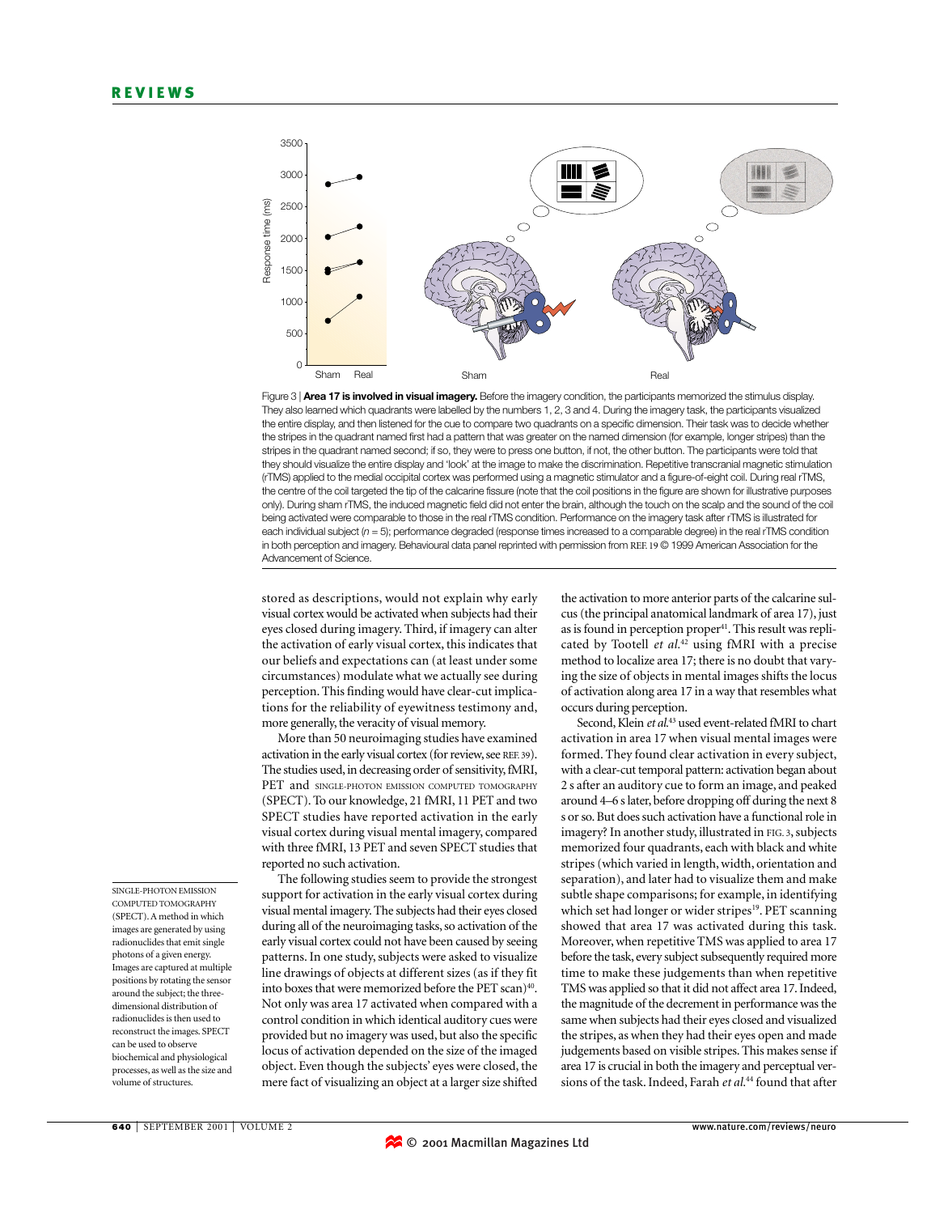Response time (ms)

3500

3000

2500

2000

1500

1000

500

0

Sham Real

Sham

Real

Figure 3 | **Area 17 is involved in visual imagery.** Before the imagery condition, the participants memorized the stimulus display. They also learned which quadrants were labelled by the numbers 1, 2, 3 and 4. During the imagery task, the participants visualized the entire display, and then listened for the cue to compare two quadrants on a specific dimension. Their task was to decide whether the stripes in the quadrant named first had a pattern that was greater on the named dimension (for example, longer stripes) than the stripes in the quadrant named second; if so, they were to press one button, if not, the other button. The participants were told that they should visualize the entire display and 'look' at the image to make the discrimination. Repetitive transcranial magnetic stimulation (rTMS) applied to the medial occipital cortex was performed using a magnetic stimulator and a figure-of-eight coil. During real rTMS, the centre of the coil targeted the tip of the calcarine fissure (note that the coil positions in the figure are shown for illustrative purposes only). During sham rTMS, the induced magnetic field did not enter the brain, although the touch on the scalp and the sound of the coil being activated were comparable to those in the real rTMS condition. Performance on the imagery task after rTMS is illustrated for each individual subject ($n = 5$); performance degraded (response times increased to a comparable degree) in the real rTMS condition in both perception and imagery. Behavioural data panel reprinted with permission from REF. 19 © 1999 American Association for the Advancement of Science.

stored as descriptions, would not explain why early visual cortex would be activated when subjects had their eyes closed during imagery. Third, if imagery can alter the activation of early visual cortex, this indicates that our beliefs and expectations can (at least under some circumstances) modulate what we actually see during perception. This finding would have clear-cut implications for the reliability of eyewitness testimony and, more generally, the veracity of visual memory.

More than 50 neuroimaging studies have examined activation in the early visual cortex (for review, see REF. 39). The studies used, in decreasing order of sensitivity, fMRI, PET and SINGLE-PHOTON EMISSION COMPUTED TOMOGRAPHY (SPECT). To our knowledge, 21 fMRI, 11 PET and two SPECT studies have reported activation in the early visual cortex during visual mental imagery, compared with three fMRI, 13 PET and seven SPECT studies that reported no such activation.

The following studies seem to provide the strongest support for activation in the early visual cortex during visual mental imagery. The subjects had their eyes closed during all of the neuroimaging tasks, so activation of the early visual cortex could not have been caused by seeing patterns. In one study, subjects were asked to visualize line drawings of objects at different sizes (as if they fit into boxes that were memorized before the PET scan)[40]. Not only was area 17 activated when compared with a control condition in which identical auditory cues were provided but no imagery was used, but also the specific locus of activation depended on the size of the imaged object. Even though the subjects' eyes were closed, the mere fact of visualizing an object at a larger size shifted the activation to more anterior parts of the calcarine sulcus (the principal anatomical landmark of area 17), just as is found in perception proper[41]. This result was replicated by Tootell *et al.*[42] using fMRI with a precise method to localize area 17; there is no doubt that varying the size of objects in mental images shifts the locus of activation along area 17 in a way that resembles what occurs during perception.

Second, Klein *et al.*[43] used event-related fMRI to chart activation in area 17 when visual mental images were formed. They found clear activation in every subject, with a clear-cut temporal pattern: activation began about 2 s after an auditory cue to form an image, and peaked around 4–6 s later, before dropping off during the next 8 s or so. But does such activation have a functional role in imagery? In another study, illustrated in FIG. 3, subjects memorized four quadrants, each with black and white stripes (which varied in length, width, orientation and separation), and later had to visualize them and make subtle shape comparisons; for example, in identifying which set had longer or wider stripes[19]. PET scanning showed that area 17 was activated during this task. Moreover, when repetitive TMS was applied to area 17 before the task, every subject subsequently required more time to make these judgements than when repetitive TMS was applied so that it did not affect area 17. Indeed, the magnitude of the decrement in performance was the same when subjects had their eyes closed and visualized the stripes, as when they had their eyes open and made judgements based on visible stripes. This makes sense if area 17 is crucial in both the imagery and perceptual versions of the task. Indeed, Farah *et al.*[44] found that after

SINGLE-PHOTON EMISSION COMPUTED TOMOGRAPHY (SPECT). A method in which images are generated by using radionuclides that emit single photons of a given energy. Images are captured at multiple positions by rotating the sensor around the subject; the three-dimensional distribution of radionuclides is then used to reconstruct the images. SPECT can be used to observe biochemical and physiological processes, as well as the size and volume of structures.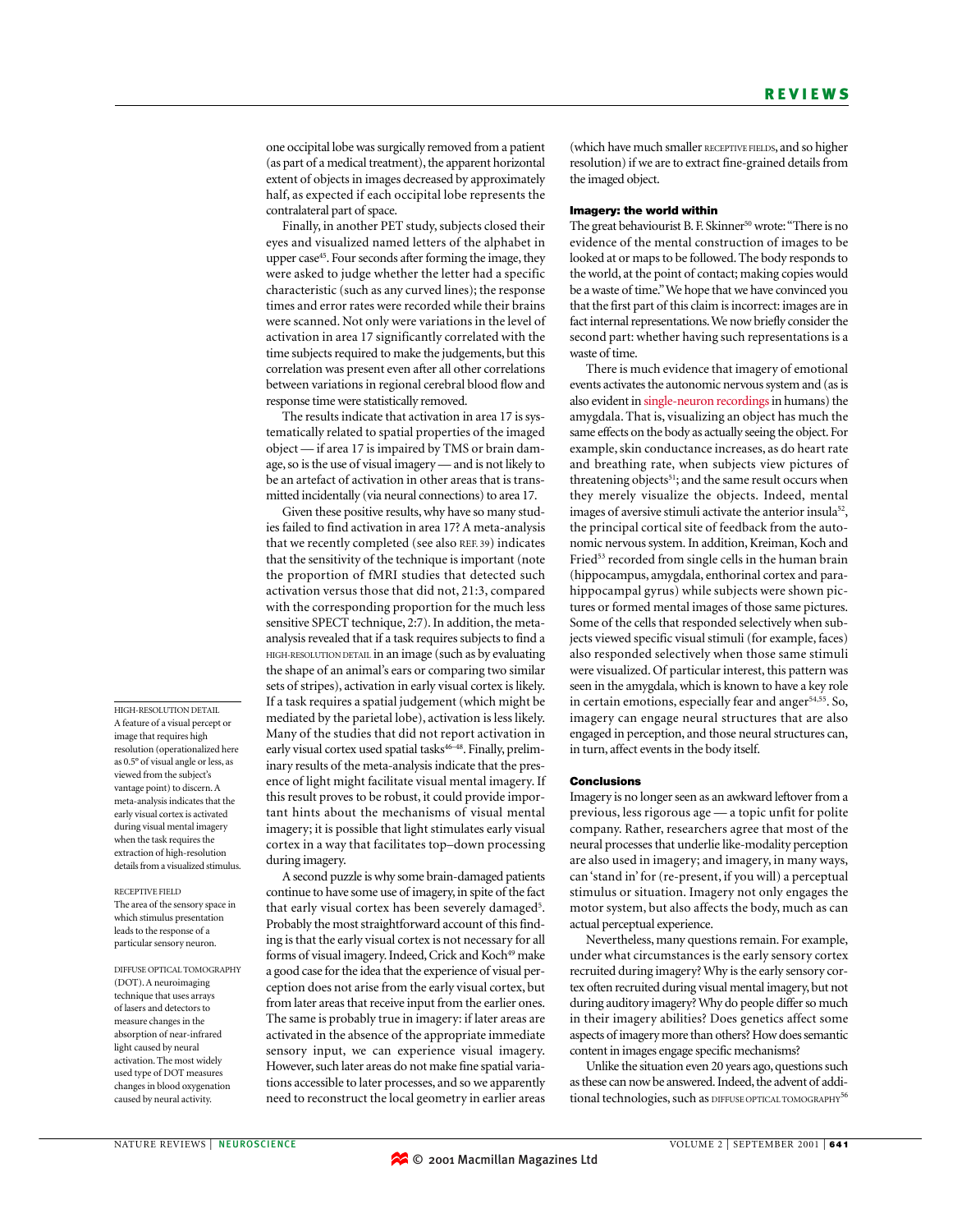one occipital lobe was surgically removed from a patient (as part of a medical treatment), the apparent horizontal extent of objects in images decreased by approximately half, as expected if each occipital lobe represents the contralateral part of space.

Finally, in another PET study, subjects closed their eyes and visualized named letters of the alphabet in upper case[45]. Four seconds after forming the image, they were asked to judge whether the letter had a specific characteristic (such as any curved lines); the response times and error rates were recorded while their brains were scanned. Not only were variations in the level of activation in area 17 significantly correlated with the time subjects required to make the judgements, but this correlation was present even after all other correlations between variations in regional cerebral blood flow and response time were statistically removed.

The results indicate that activation in area 17 is systematically related to spatial properties of the imaged object — if area 17 is impaired by TMS or brain damage, so is the use of visual imagery — and is not likely to be an artefact of activation in other areas that is transmitted incidentally (via neural connections) to area 17.

Given these positive results, why have so many studies failed to find activation in area 17? A meta-analysis that we recently completed (see also REF. 39) indicates that the sensitivity of the technique is important (note the proportion of fMRI studies that detected such activation versus those that did not, 21:3, compared with the corresponding proportion for the much less sensitive SPECT technique, 2:7). In addition, the meta-analysis revealed that if a task requires subjects to find a HIGH-RESOLUTION DETAIL in an image (such as by evaluating the shape of an animal's ears or comparing two similar sets of stripes), activation in early visual cortex is likely. If a task requires a spatial judgement (which might be mediated by the parietal lobe), activation is less likely. Many of the studies that did not report activation in early visual cortex used spatial tasks[46–48]. Finally, preliminary results of the meta-analysis indicate that the presence of light might facilitate visual mental imagery. If this result proves to be robust, it could provide important hints about the mechanisms of visual mental imagery; it is possible that light stimulates early visual cortex in a way that facilitates top–down processing during imagery.

A second puzzle is why some brain-damaged patients continue to have some use of imagery, in spite of the fact that early visual cortex has been severely damaged[5]. Probably the most straightforward account of this finding is that the early visual cortex is not necessary for all forms of visual imagery. Indeed, Crick and Koch[49] make a good case for the idea that the experience of visual perception does not arise from the early visual cortex, but from later areas that receive input from the earlier ones. The same is probably true in imagery: if later areas are activated in the absence of the appropriate immediate sensory input, we can experience visual imagery. However, such later areas do not make fine spatial variations accessible to later processes, and so we apparently need to reconstruct the local geometry in earlier areas (which have much smaller RECEPTIVE FIELDS, and so higher resolution) if we are to extract fine-grained details from the imaged object.

HIGH-RESOLUTION DETAIL
A feature of a visual percept or image that requires high resolution (operationalized here as 0.5° of visual angle or less, as viewed from the subject's vantage point) to discern. A meta-analysis indicates that the early visual cortex is activated during visual mental imagery when the task requires the extraction of high-resolution details from a visualized stimulus.

RECEPTIVE FIELD
The area of the sensory space in which stimulus presentation leads to the response of a particular sensory neuron.

DIFFUSE OPTICAL TOMOGRAPHY
(DOT). A neuroimaging technique that uses arrays of lasers and detectors to measure changes in the absorption of near-infrared light caused by neural activation. The most widely used type of DOT measures changes in blood oxygenation caused by neural activity.

## Imagery: the world within

The great behaviourist B. F. Skinner[50] wrote: "There is no evidence of the mental construction of images to be looked at or maps to be followed. The body responds to the world, at the point of contact; making copies would be a waste of time." We hope that we have convinced you that the first part of this claim is incorrect: images are in fact internal representations. We now briefly consider the second part: whether having such representations is a waste of time.

There is much evidence that imagery of emotional events activates the autonomic nervous system and (as is also evident in single-neuron recordings in humans) the amygdala. That is, visualizing an object has much the same effects on the body as actually seeing the object. For example, skin conductance increases, as do heart rate and breathing rate, when subjects view pictures of threatening objects[51]; and the same result occurs when they merely visualize the objects. Indeed, mental images of aversive stimuli activate the anterior insula[52], the principal cortical site of feedback from the autonomic nervous system. In addition, Kreiman, Koch and Fried[53] recorded from single cells in the human brain (hippocampus, amygdala, enthorinal cortex and parahippocampal gyrus) while subjects were shown pictures or formed mental images of those same pictures. Some of the cells that responded selectively when subjects viewed specific visual stimuli (for example, faces) also responded selectively when those same stimuli were visualized. Of particular interest, this pattern was seen in the amygdala, which is known to have a key role in certain emotions, especially fear and anger[54,55]. So, imagery can engage neural structures that are also engaged in perception, and those neural structures can, in turn, affect events in the body itself.

## Conclusions

Imagery is no longer seen as an awkward leftover from a previous, less rigorous age — a topic unfit for polite company. Rather, researchers agree that most of the neural processes that underlie like-modality perception are also used in imagery; and imagery, in many ways, can 'stand in' for (re-present, if you will) a perceptual stimulus or situation. Imagery not only engages the motor system, but also affects the body, much as can actual perceptual experience.

Nevertheless, many questions remain. For example, under what circumstances is the early sensory cortex recruited during imagery? Why is the early sensory cortex often recruited during visual mental imagery, but not during auditory imagery? Why do people differ so much in their imagery abilities? Does genetics affect some aspects of imagery more than others? How does semantic content in images engage specific mechanisms?

Unlike the situation even 20 years ago, questions such as these can now be answered. Indeed, the advent of additional technologies, such as DIFFUSE OPTICAL TOMOGRAPHY[56]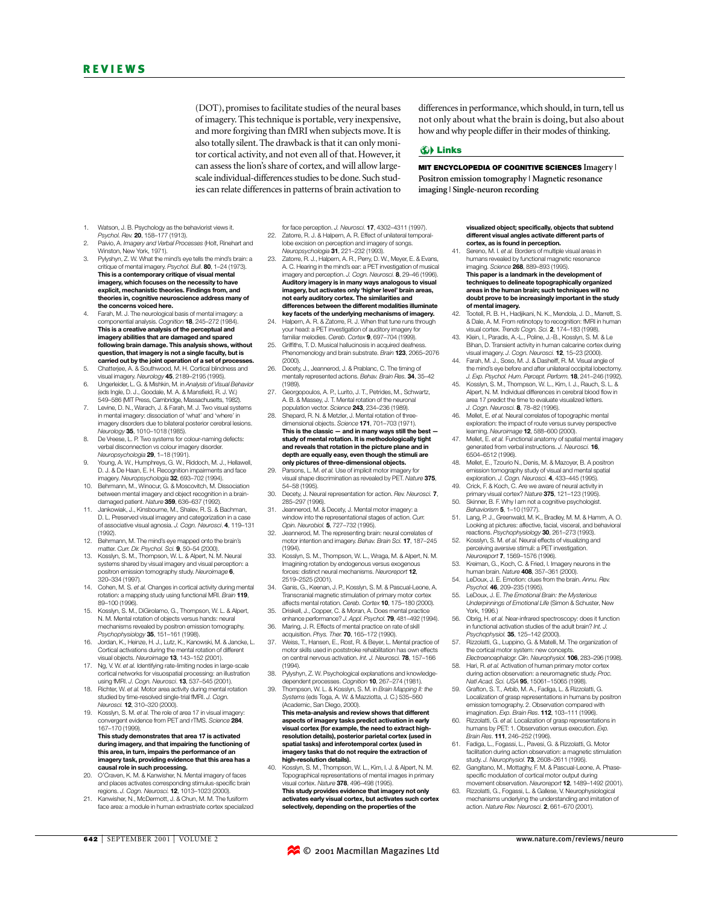(DOT), promises to facilitate studies of the neural bases of imagery. This technique is portable, very inexpensive, and more forgiving than fMRI when subjects move. It is also totally silent. The drawback is that it can only monitor cortical activity, and not even all of that. However, it can assess the lion's share of cortex, and will allow large-scale individual-differences studies to be done. Such studies can relate differences in patterns of brain activation to differences in performance, which should, in turn, tell us not only about what the brain is doing, but also about how and why people differ in their modes of thinking.

### Links

**MIT ENCYCLOPEDIA OF COGNITIVE SCIENCES** Imagery | Positron emission tomography | Magnetic resonance imaging | Single-neuron recording

1. Watson, J. B. Psychology as the behaviorist views it. *Psychol. Rev.* **20**, 158–177 (1913).
2. Paivio, A. *Imagery and Verbal Processes* (Holt, Rinehart and Winston, New York, 1971).
3. Pylyshyn, Z. W. What the mind's eye tells the mind's brain: a critique of mental imagery. *Psychol. Bull.* **80**, 1–24 (1973). **This is a contemporary critique of visual mental imagery, which focuses on the necessity to have explicit, mechanistic theories. Findings from, and theories in, cognitive neuroscience address many of the concerns voiced here.**
4. Farah, M. J. The neurological basis of mental imagery: a componential analysis. *Cognition* **18**, 245–272 (1984). **This is a creative analysis of the perceptual and imagery abilities that are damaged and spared following brain damage. This analysis shows, without question, that imagery is not a single faculty, but is carried out by the joint operation of a set of processes.**
5. Chatterjee, A. & Southwood, M. H. Cortical blindness and visual imagery. *Neurology* **45**, 2189–2195 (1995).
6. Ungerleider, L. G. & Mishkin, M. in *Analysis of Visual Behavior* (eds Ingle, D. J., Goodale, M. A. & Mansfield, R. J. W.) 549–586 (MIT Press, Cambridge, Massachusetts, 1982).
7. Levine, D. N., Warach, J. & Farah, M. J. Two visual systems in mental imagery: dissociation of 'what' and 'where' in imagery disorders due to bilateral posterior cerebral lesions. *Neurology* **35**, 1010–1018 (1985).
8. De Vreese, L. P. Two systems for colour-naming defects: verbal disconnection vs colour imagery disorder. *Neuropsychologia* **29**, 1–18 (1991).
9. Young, A. W., Humphreys, G. W., Riddoch, M. J., Hellawell, D. J. & De Haan, E. H. Recognition impairments and face imagery. *Neuropsychologia* **32**, 693–702 (1994).
10. Behrmann, M., Winocur, G. & Moscovitch, M. Dissociation between mental imagery and object recognition in a brain-damaged patient. *Nature* **359**, 636–637 (1992).
11. Jankowiak, J., Kinsbourne, M., Shalev, R. S. & Bachman, D. L. Preserved visual imagery and categorization in a case of associative visual agnosia. *J. Cogn. Neurosci.* **4**, 119–131 (1992).
12. Behrmann, M. The mind's eye mapped onto the brain's matter. *Curr. Dir. Psychol. Sci.* **9**, 50–54 (2000).
13. Kosslyn, S. M., Thompson, W. L. & Alpert, N. M. Neural systems shared by visual imagery and visual perception: a positron emission tomography study. *Neuroimage* **6**, 320–334 (1997).
14. Cohen, M. S. *et al.* Changes in cortical activity during mental rotation: a mapping study using functional MRI. *Brain* **119**, 89–100 (1996).
15. Kosslyn, S. M., DiGirolamo, G., Thompson, W. L. & Alpert, N. M. Mental rotation of objects versus hands: neural mechanisms revealed by positron emission tomography. *Psychophysiology* **35**, 151–161 (1998).
16. Jordan, K., Heinze, H. J., Lutz, K., Kanowski, M. & Jancke, L. Cortical activations during the mental rotation of different visual objects. *Neuroimage* **13**, 143–152 (2001).
17. Ng, V. W. *et al.* Identifying rate-limiting nodes in large-scale cortical networks for visuospatial processing: an illustration using fMRI. *J. Cogn. Neurosci.* **13**, 537–545 (2001).
18. Richter, W. *et al.* Motor area activity during mental rotation studied by time-resolved single-trial fMRI. *J. Cogn. Neurosci.* **12**, 310–320 (2000).
19. Kosslyn, S. M. *et al.* The role of area 17 in visual imagery: convergent evidence from PET and rTMS. *Science* **284**, 167–170 (1999). **This study demonstrates that area 17 is activated during imagery, and that impairing the functioning of this area, in turn, impairs the performance of an imagery task, providing evidence that this area has a causal role in such processing.**
20. O'Craven, K. M. & Kanwisher, N. Mental imagery of faces and places activates corresponding stimulus-specific brain regions. *J. Cogn. Neurosci.* **12**, 1013–1023 (2000).
21. Kanwisher, N., McDermott, J. & Chun, M. M. The fusiform face area: a module in human extrastriate cortex specialized for face perception. *J. Neurosci.* **17**, 4302–4311 (1997).
22. Zatorre, R. J. & Halpern, A. R. Effect of unilateral temporal-lobe excision on perception and imagery of songs. *Neuropsychologia* **31**, 221–232 (1993).
23. Zatorre, R. J., Halpern, A. R., Perry, D. W., Meyer, E. & Evans, A. C. Hearing in the mind's ear: a PET investigation of musical imagery and perception. *J. Cogn. Neurosci.* **8**, 29–46 (1996). **Auditory imagery is in many ways analogous to visual imagery, but activates only 'higher level' brain areas, not early auditory cortex. The similarities and differences between the different modalities illuminate key facets of the underlying mechanisms of imagery.**
24. Halpern, A. R. & Zatorre, R. J. When that tune runs through your head: a PET investigation of auditory imagery for familiar melodies. *Cereb. Cortex* **9**, 697–704 (1999).
25. Griffiths, T. D. Musical hallucinosis in acquired deafness. Phenomenology and brain substrate. *Brain* **123**, 2065–2076 (2000).
26. Decety, J., Jeannerod, J. & Prablanc, C. The timing of mentally represented actions. *Behav. Brain Res.* **34**, 35–42 (1989).
27. Georgopoulos, A. P., Lurito, J. T., Petrides, M., Schwartz, A. B. & Massey, J. T. Mental rotation of the neuronal population vector. *Science* **243**, 234–236 (1989).
28. Shepard, R. N. & Metzler, J. Mental rotation of three-dimensional objects. *Science* **171**, 701–703 (1971). **This is the classic — and in many ways still the best — study of mental rotation. It is methodologically tight and reveals that rotation in the picture plane and in depth are equally easy, even though the stimuli are only pictures of three-dimensional objects.**
29. Parsons, L. M. *et al.* Use of implicit motor imagery for visual shape discrimination as revealed by PET. *Nature* **375**, 54–58 (1995).
30. Decety, J. Neural representation for action. *Rev. Neurosci.* **7**, 285–297 (1996).
31. Jeannerod, M. & Decety, J. Mental motor imagery: a window into the representational stages of action. *Curr. Opin. Neurobiol.* **5**, 727–732 (1995).
32. Jeannerod, M. The representing brain: neural correlates of motor intention and imagery. *Behav. Brain Sci.* **17**, 187–245 (1994).
33. Kosslyn, S. M., Thompson, W. L., Wraga, M. & Alpert, N. M. Imagining rotation by endogenous versus exogenous forces: distinct neural mechanisms. *Neuroreport* **12**, 2519–2525 (2001).
34. Ganis, G., Keenan, J. P., Kosslyn, S. M. & Pascual-Leone, A. Transcranial magnetic stimulation of primary motor cortex affects mental rotation. *Cereb. Cortex* **10**, 175–180 (2000).
35. Driskell, J., Copper, C. & Moran, A. Does mental practice enhance performance? *J. Appl. Psychol.* **79**, 481–492 (1994).
36. Maring, J. R. Effects of mental practice on rate of skill acquisition. *Phys. Ther.* **70**, 165–172 (1990).
37. Weiss, T., Hansen, E., Rost, R. & Beyer, L. Mental practice of motor skills used in poststroke rehabilitation has own effects on central nervous activation. *Int. J. Neurosci.* **78**, 157–166 (1994).
38. Pylyshyn, Z. W. Psychological explanations and knowledge-dependent processes. *Cognition* **10**, 267–274 (1981).
39. Thompson, W. L. & Kosslyn, S. M. in *Brain Mapping II: the Systems* (eds Toga, A. W. & Mazziotta, J. C.) 535–560 (Academic, San Diego, 2000). **This meta-analysis and review shows that different aspects of imagery tasks predict activation in early visual cortex (for example, the need to extract high-resolution details), posterior parietal cortex (used in spatial tasks) and inferotemporal cortex (used in imagery tasks that do not require the extraction of high-resolution details).**
40. Kosslyn, S. M., Thompson, W. L., Kim, I. J. & Alpert, N. M. Topographical representations of mental images in primary visual cortex. *Nature* **378**, 496–498 (1995). **This study provides evidence that imagery not only activates early visual cortex, but activates such cortex selectively, depending on the properties of the visualized object; specifically, objects that subtend different visual angles activate different parts of cortex, as is found in perception.**
41. Sereno, M. I. *et al.* Borders of multiple visual areas in humans revealed by functional magnetic resonance imaging. *Science* **268**, 889–893 (1995). **This paper is a landmark in the development of techniques to delineate topographically organized areas in the human brain; such techniques will no doubt prove to be increasingly important in the study of mental imagery.**
42. Tootell, R. B. H., Hadjikani, N. K., Mendola, J. D., Marrett, S. & Dale, A. M. From retinotopy to recognition: fMRI in human visual cortex. *Trends Cogn. Sci.* **2**, 174–183 (1998).
43. Klein, I., Paradis, A.-L., Poline, J.-B., Kosslyn, S. M. & Le Bihan, D. Transient activity in human calcarine cortex during visual imagery. *J. Cogn. Neurosci.* **12**, 15–23 (2000).
44. Farah, M. J., Soso, M. J. & Dasheiff, R. M. Visual angle of the mind's eye before and after unilateral occipital lobectomy. *J. Exp. Psychol. Hum. Percept. Perform.* **18**, 241–246 (1992).
45. Kosslyn, S. M., Thompson, W. L., Kim, I. J., Rauch, S. L. & Alpert, N. M. Individual differences in cerebral blood flow in area 17 predict the time to evaluate visualized letters. *J. Cogn. Neurosci.* **8**, 78–82 (1996).
46. Mellet, E. *et al.* Neural correlates of topographic mental exploration: the impact of route versus survey perspective learning. *Neuroimage* **12**, 588–600 (2000).
47. Mellet, E. *et al.* Functional anatomy of spatial mental imagery generated from verbal instructions. *J. Neurosci.* **16**, 6504–6512 (1996).
48. Mellet, E., Tzourio N., Denis, M. & Mazoyer, B. A positron emission tomography study of visual and mental spatial exploration. *J. Cogn. Neurosci.* **4**, 433–445 (1995).
49. Crick, F. & Koch, C. Are we aware of neural activity in primary visual cortex? *Nature* **375**, 121–123 (1995).
50. Skinner, B. F. Why I am not a cognitive psychologist. *Behaviorism* **5**, 1–10 (1977).
51. Lang, P. J., Greenwald, M. K., Bradley, M. M. & Hamm, A. O. Looking at pictures: affective, facial, visceral, and behavioral reactions. *Psychophysiology* **30**, 261–273 (1993).
52. Kosslyn, S. M. *et al.* Neural effects of visualizing and perceiving aversive stimuli: a PET investigation. *Neuroreport* **7**, 1569–1576 (1996).
53. Kreiman, G., Koch, C. & Fried, I. Imagery neurons in the human brain. *Nature* **408**, 357–361 (2000).
54. LeDoux, J. E. Emotion: clues from the brain. *Annu. Rev. Psychol.* **46**, 209–235 (1995).
55. LeDoux, J. E. *The Emotional Brain: the Mysterious Underpinnings of Emotional Life* (Simon & Schuster, New York, 1996.)
56. Obrig, H. *et al.* Near-infrared spectroscopy: does it function in functional activation studies of the adult brain? *Int. J. Psychophysiol.* **35**, 125–142 (2000).
57. Rizzolatti, G., Luppino, G. & Matelli, M. The organization of the cortical motor system: new concepts. *Electroencephalogr. Clin. Neurophysiol.* **106**, 283–296 (1998).
58. Hari, R. *et al.* Activation of human primary motor cortex during action observation: a neuromagnetic study. *Proc. Natl Acad. Sci. USA* **95**, 15061–15065 (1998).
59. Grafton, S. T., Arbib, M. A., Fadiga, L. & Rizzolatti, G. Localization of grasp representations in humans by positron emission tomography. 2. Observation compared with imagination. *Exp. Brain Res.* **112**, 103–111 (1996).
60. Rizzolatti, G. *et al.* Localization of grasp representations in humans by PET: 1. Observation versus execution. *Exp. Brain Res.* **111**, 246–252 (1996).
61. Fadiga, L., Fogassi, L., Pavesi, G. & Rizzolatti, G. Motor facilitation during action observation: a magnetic stimulation study. *J. Neurophysiol.* **73**, 2608–2611 (1995).
62. Gangitano, M., Mottaghy, F. M. & Pascual-Leone, A. Phase-specific modulation of cortical motor output during movement observation. *Neuroreport* **12**, 1489–1492 (2001).
63. Rizzolatti, G., Fogassi, L. & Gallese, V. Neurophysiological mechanisms underlying the understanding and imitation of action. *Nature Rev. Neurosci.* **2**, 661–670 (2001).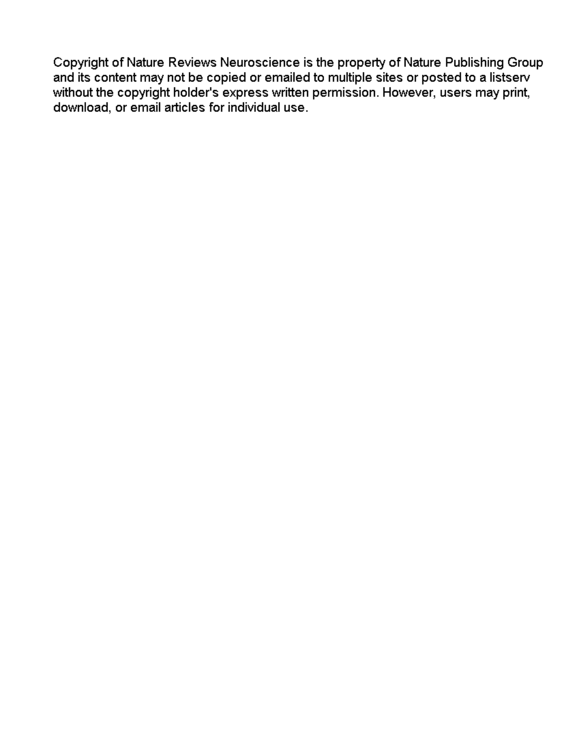Copyright of Nature Reviews Neuroscience is the property of Nature Publishing Group and its content may not be copied or emailed to multiple sites or posted to a listserv without the copyright holder's express written permission. However, users may print, download, or email articles for individual use.